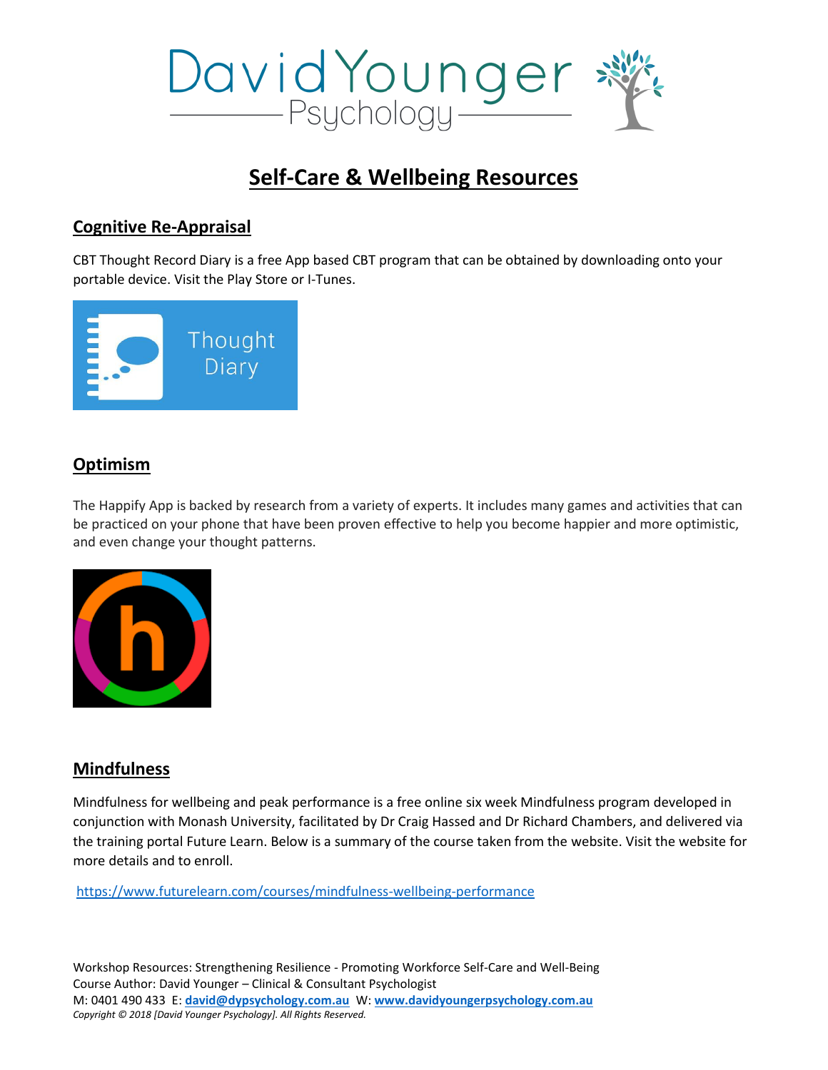# Self-Care & Wellbeing Resources

## Cognitive Re-Appraisal

CBT Thought Record Diary is a free App based CBT program that can be obtained by downloading onto your portable device. Visit the Play Store or I-Tunes.

## Optimism

The Happify App is backed by research from a variety of experts. It includes many games and activities that can be practiced on your phone that have been proven effective to help you become happier and more optimistic, and even change your thought patterns.

## Mindfulness

Mindfulness for wellbeing and peak performance is a free online six week Mindfulness program developed in conjunction with Monash University, facilitated by Dr Craig Hassed and Dr Richard Chambers, and delivered via the training portal Future Learn. Below is a summary of the course taken from the website. Visit the website for more details and to enroll.

https://www.futurelearn.com/courses/mindfulness-wellbeing-performance

Workshop Resources: Strengthening Resilience - Promoting Workforce Self-Care and Well-Being
Course Author: David Younger – Clinical & Consultant Psychologist
M: 0401 490 433 E: **david@dypsychology.com.au** W: **www.davidyoungerpsychology.com.au**
*Copyright © 2018 [David Younger Psychology]. All Rights Reserved.*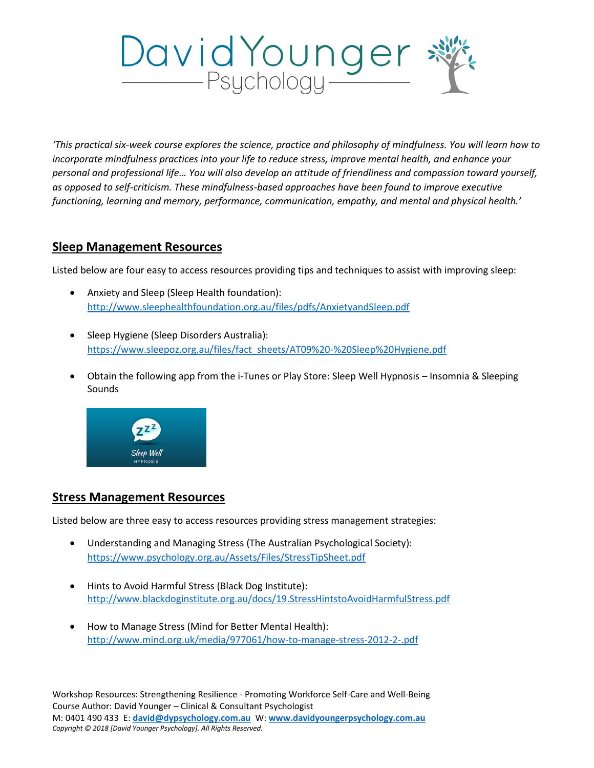# David Younger Psychology

*'This practical six-week course explores the science, practice and philosophy of mindfulness. You will learn how to incorporate mindfulness practices into your life to reduce stress, improve mental health, and enhance your personal and professional life… You will also develop an attitude of friendliness and compassion toward yourself, as opposed to self-criticism. These mindfulness-based approaches have been found to improve executive functioning, learning and memory, performance, communication, empathy, and mental and physical health.'*

## Sleep Management Resources

Listed below are four easy to access resources providing tips and techniques to assist with improving sleep:

- Anxiety and Sleep (Sleep Health foundation): http://www.sleephealthfoundation.org.au/files/pdfs/AnxietyandSleep.pdf

- Sleep Hygiene (Sleep Disorders Australia): https://www.sleepoz.org.au/files/fact_sheets/AT09%20-%20Sleep%20Hygiene.pdf

- Obtain the following app from the i-Tunes or Play Store: Sleep Well Hypnosis – Insomnia & Sleeping Sounds

## Stress Management Resources

Listed below are three easy to access resources providing stress management strategies:

- Understanding and Managing Stress (The Australian Psychological Society): https://www.psychology.org.au/Assets/Files/StressTipSheet.pdf

- Hints to Avoid Harmful Stress (Black Dog Institute): http://www.blackdoginstitute.org.au/docs/19.StressHintstoAvoidHarmfulStress.pdf

- How to Manage Stress (Mind for Better Mental Health): http://www.mind.org.uk/media/977061/how-to-manage-stress-2012-2-.pdf

Workshop Resources: Strengthening Resilience - Promoting Workforce Self-Care and Well-Being
Course Author: David Younger – Clinical & Consultant Psychologist
M: 0401 490 433 E: **david@dypsychology.com.au** W: **www.davidyoungerpsychology.com.au**
*Copyright © 2018 [David Younger Psychology]. All Rights Reserved.*